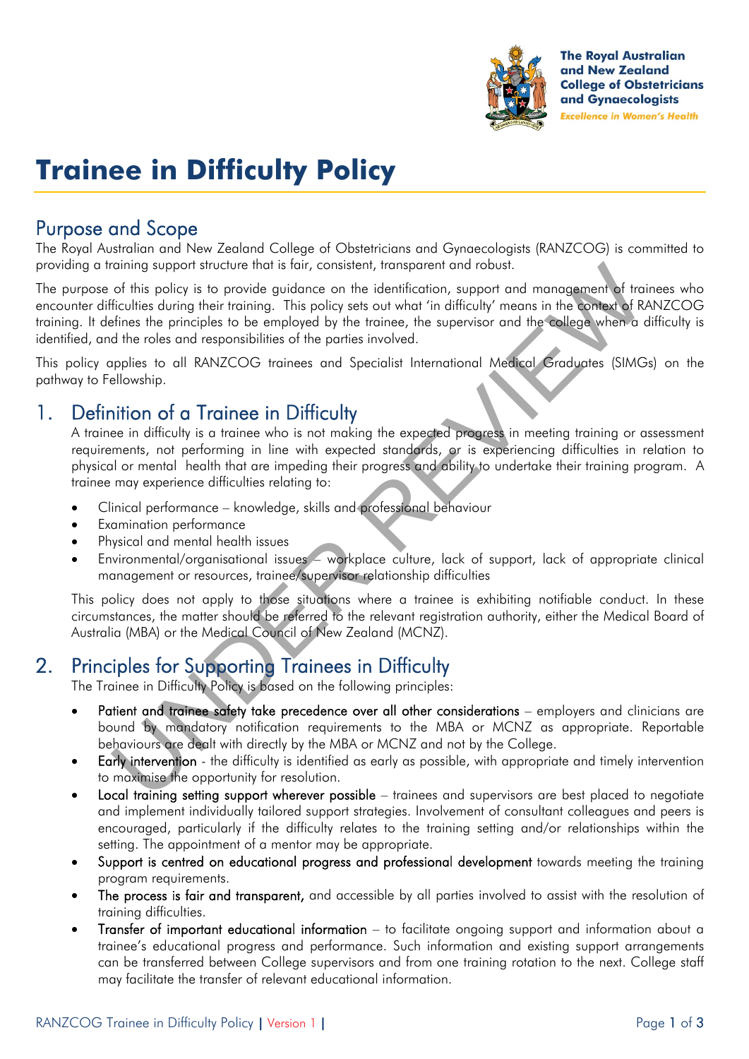# Trainee in Difficulty Policy

## Purpose and Scope

The Royal Australian and New Zealand College of Obstetricians and Gynaecologists (RANZCOG) is committed to providing a training support structure that is fair, consistent, transparent and robust.

The purpose of this policy is to provide guidance on the identification, support and management of trainees who encounter difficulties during their training. This policy sets out what 'in difficulty' means in the context of RANZCOG training. It defines the principles to be employed by the trainee, the supervisor and the college when a difficulty is identified, and the roles and responsibilities of the parties involved.

This policy applies to all RANZCOG trainees and Specialist International Medical Graduates (SIMGs) on the pathway to Fellowship.

## 1. Definition of a Trainee in Difficulty

A trainee in difficulty is a trainee who is not making the expected progress in meeting training or assessment requirements, not performing in line with expected standards, or is experiencing difficulties in relation to physical or mental health that are impeding their progress and ability to undertake their training program. A trainee may experience difficulties relating to:

- Clinical performance – knowledge, skills and professional behaviour
- Examination performance
- Physical and mental health issues
- Environmental/organisational issues – workplace culture, lack of support, lack of appropriate clinical management or resources, trainee/supervisor relationship difficulties

This policy does not apply to those situations where a trainee is exhibiting notifiable conduct. In these circumstances, the matter should be referred to the relevant registration authority, either the Medical Board of Australia (MBA) or the Medical Council of New Zealand (MCNZ).

## 2. Principles for Supporting Trainees in Difficulty

The Trainee in Difficulty Policy is based on the following principles:

- **Patient and trainee safety take precedence over all other considerations** – employers and clinicians are bound by mandatory notification requirements to the MBA or MCNZ as appropriate. Reportable behaviours are dealt with directly by the MBA or MCNZ and not by the College.
- **Early intervention** - the difficulty is identified as early as possible, with appropriate and timely intervention to maximise the opportunity for resolution.
- **Local training setting support wherever possible** – trainees and supervisors are best placed to negotiate and implement individually tailored support strategies. Involvement of consultant colleagues and peers is encouraged, particularly if the difficulty relates to the training setting and/or relationships within the setting. The appointment of a mentor may be appropriate.
- **Support is centred on educational progress and professional development** towards meeting the training program requirements.
- **The process is fair and transparent,** and accessible by all parties involved to assist with the resolution of training difficulties.
- **Transfer of important educational information** – to facilitate ongoing support and information about a trainee's educational progress and performance. Such information and existing support arrangements can be transferred between College supervisors and from one training rotation to the next. College staff may facilitate the transfer of relevant educational information.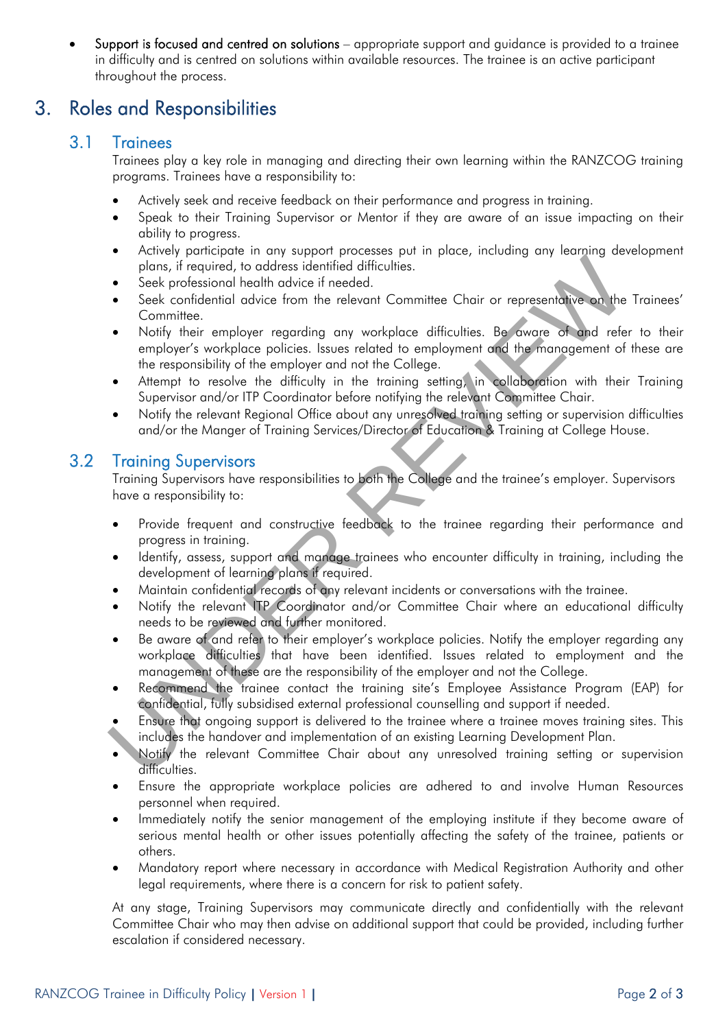- **Support is focused and centred on solutions** – appropriate support and guidance is provided to a trainee in difficulty and is centred on solutions within available resources. The trainee is an active participant throughout the process.

# 3. Roles and Responsibilities

## 3.1 Trainees

Trainees play a key role in managing and directing their own learning within the RANZCOG training programs. Trainees have a responsibility to:

- Actively seek and receive feedback on their performance and progress in training.
- Speak to their Training Supervisor or Mentor if they are aware of an issue impacting on their ability to progress.
- Actively participate in any support processes put in place, including any learning development plans, if required, to address identified difficulties.
- Seek professional health advice if needed.
- Seek confidential advice from the relevant Committee Chair or representative on the Trainees' Committee.
- Notify their employer regarding any workplace difficulties. Be aware of and refer to their employer's workplace policies. Issues related to employment and the management of these are the responsibility of the employer and not the College.
- Attempt to resolve the difficulty in the training setting, in collaboration with their Training Supervisor and/or ITP Coordinator before notifying the relevant Committee Chair.
- Notify the relevant Regional Office about any unresolved training setting or supervision difficulties and/or the Manger of Training Services/Director of Education & Training at College House.

## 3.2 Training Supervisors

Training Supervisors have responsibilities to both the College and the trainee's employer. Supervisors have a responsibility to:

- Provide frequent and constructive feedback to the trainee regarding their performance and progress in training.
- Identify, assess, support and manage trainees who encounter difficulty in training, including the development of learning plans if required.
- Maintain confidential records of any relevant incidents or conversations with the trainee.
- Notify the relevant ITP Coordinator and/or Committee Chair where an educational difficulty needs to be reviewed and further monitored.
- Be aware of and refer to their employer's workplace policies. Notify the employer regarding any workplace difficulties that have been identified. Issues related to employment and the management of these are the responsibility of the employer and not the College.
- Recommend the trainee contact the training site's Employee Assistance Program (EAP) for confidential, fully subsidised external professional counselling and support if needed.
- Ensure that ongoing support is delivered to the trainee where a trainee moves training sites. This includes the handover and implementation of an existing Learning Development Plan.
- Notify the relevant Committee Chair about any unresolved training setting or supervision difficulties.
- Ensure the appropriate workplace policies are adhered to and involve Human Resources personnel when required.
- Immediately notify the senior management of the employing institute if they become aware of serious mental health or other issues potentially affecting the safety of the trainee, patients or others.
- Mandatory report where necessary in accordance with Medical Registration Authority and other legal requirements, where there is a concern for risk to patient safety.

At any stage, Training Supervisors may communicate directly and confidentially with the relevant Committee Chair who may then advise on additional support that could be provided, including further escalation if considered necessary.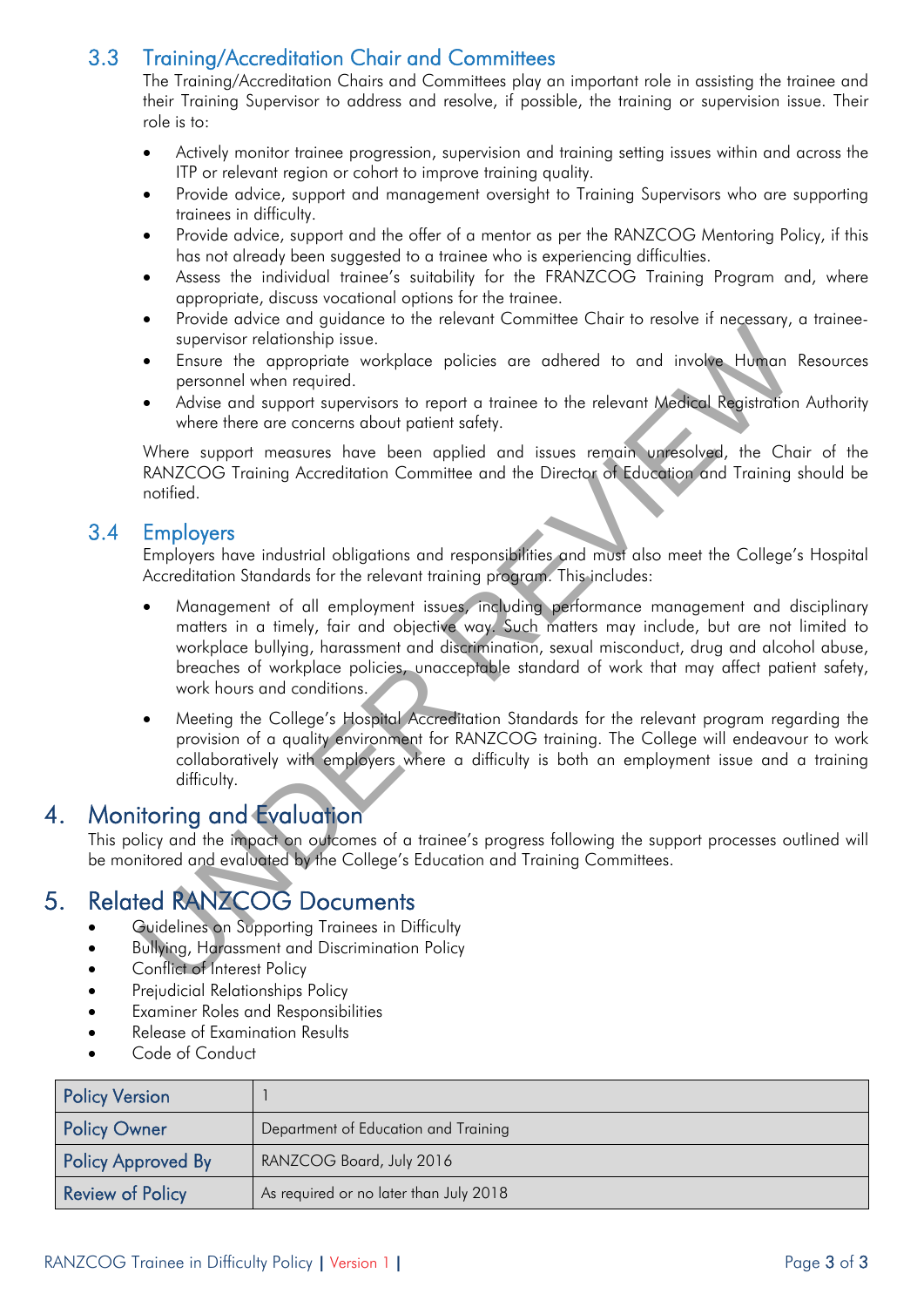### 3.3 Training/Accreditation Chair and Committees

The Training/Accreditation Chairs and Committees play an important role in assisting the trainee and their Training Supervisor to address and resolve, if possible, the training or supervision issue. Their role is to:

- Actively monitor trainee progression, supervision and training setting issues within and across the ITP or relevant region or cohort to improve training quality.
- Provide advice, support and management oversight to Training Supervisors who are supporting trainees in difficulty.
- Provide advice, support and the offer of a mentor as per the RANZCOG Mentoring Policy, if this has not already been suggested to a trainee who is experiencing difficulties.
- Assess the individual trainee's suitability for the FRANZCOG Training Program and, where appropriate, discuss vocational options for the trainee.
- Provide advice and guidance to the relevant Committee Chair to resolve if necessary, a trainee-supervisor relationship issue.
- Ensure the appropriate workplace policies are adhered to and involve Human Resources personnel when required.
- Advise and support supervisors to report a trainee to the relevant Medical Registration Authority where there are concerns about patient safety.

Where support measures have been applied and issues remain unresolved, the Chair of the RANZCOG Training Accreditation Committee and the Director of Education and Training should be notified.

### 3.4 Employers

Employers have industrial obligations and responsibilities and must also meet the College's Hospital Accreditation Standards for the relevant training program. This includes:

- Management of all employment issues, including performance management and disciplinary matters in a timely, fair and objective way. Such matters may include, but are not limited to workplace bullying, harassment and discrimination, sexual misconduct, drug and alcohol abuse, breaches of workplace policies, unacceptable standard of work that may affect patient safety, work hours and conditions.
- Meeting the College's Hospital Accreditation Standards for the relevant program regarding the provision of a quality environment for RANZCOG training. The College will endeavour to work collaboratively with employers where a difficulty is both an employment issue and a training difficulty.

## 4. Monitoring and Evaluation

This policy and the impact on outcomes of a trainee's progress following the support processes outlined will be monitored and evaluated by the College's Education and Training Committees.

## 5. Related RANZCOG Documents

- Guidelines on Supporting Trainees in Difficulty
- Bullying, Harassment and Discrimination Policy
- Conflict of Interest Policy
- Prejudicial Relationships Policy
- Examiner Roles and Responsibilities
- Release of Examination Results
- Code of Conduct

| | |
|---|---|
| Policy Version | 1 |
| Policy Owner | Department of Education and Training |
| Policy Approved By | RANZCOG Board, July 2016 |
| Review of Policy | As required or no later than July 2018 |